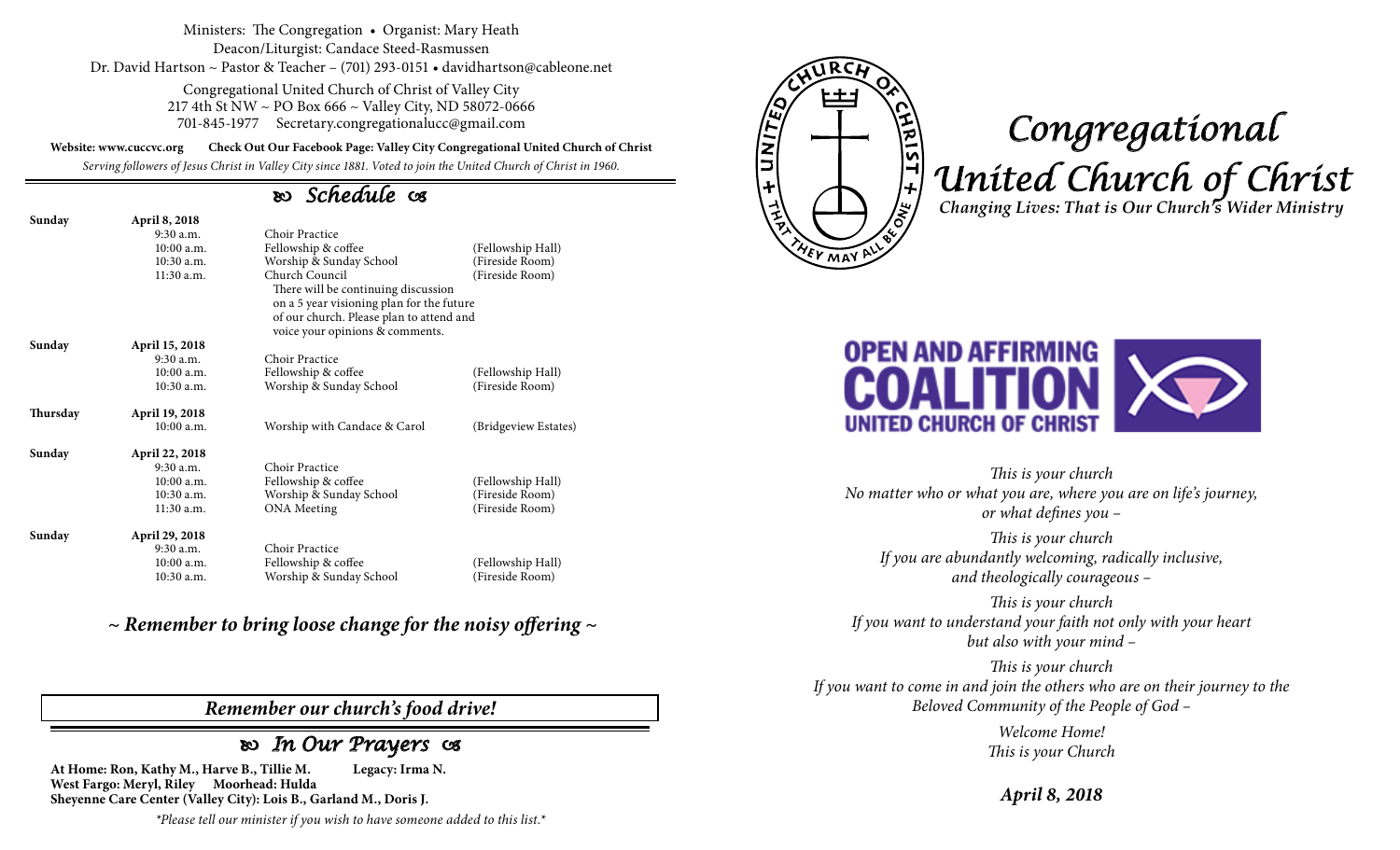Ministers: The Congregation • Organist: Mary Heath
Deacon/Liturgist: Candace Steed-Rasmussen
Dr. David Hartson ~ Pastor & Teacher – (701) 293-0151 • davidhartson@cableone.net

Congregational United Church of Christ of Valley City
217 4th St NW ~ PO Box 666 ~ Valley City, ND 58072-0666
701-845-1977 Secretary.congregationalucc@gmail.com

**Website: www.cuccvc.org** **Check Out Our Facebook Page: Valley City Congregational United Church of Christ**

*Serving followers of Jesus Christ in Valley City since 1881. Voted to join the United Church of Christ in 1960.*

## Schedule

| | | | |
|---|---|---|---|
| **Sunday** | **April 8, 2018** | | |
| | 9:30 a.m. | Choir Practice | |
| | 10:00 a.m. | Fellowship & coffee | (Fellowship Hall) |
| | 10:30 a.m. | Worship & Sunday School | (Fireside Room) |
| | 11:30 a.m. | Church Council | (Fireside Room) |
| | | There will be continuing discussion on a 5 year visioning plan for the future of our church. Please plan to attend and voice your opinions & comments. | |
| **Sunday** | **April 15, 2018** | | |
| | 9:30 a.m. | Choir Practice | |
| | 10:00 a.m. | Fellowship & coffee | (Fellowship Hall) |
| | 10:30 a.m. | Worship & Sunday School | (Fireside Room) |
| **Thursday** | **April 19, 2018** | | |
| | 10:00 a.m. | Worship with Candace & Carol | (Bridgeview Estates) |
| **Sunday** | **April 22, 2018** | | |
| | 9:30 a.m. | Choir Practice | |
| | 10:00 a.m. | Fellowship & coffee | (Fellowship Hall) |
| | 10:30 a.m. | Worship & Sunday School | (Fireside Room) |
| | 11:30 a.m. | ONA Meeting | (Fireside Room) |
| **Sunday** | **April 29, 2018** | | |
| | 9:30 a.m. | Choir Practice | |
| | 10:00 a.m. | Fellowship & coffee | (Fellowship Hall) |
| | 10:30 a.m. | Worship & Sunday School | (Fireside Room) |

***~ Remember to bring loose change for the noisy offering ~***

***Remember our church's food drive!***

## In Our Prayers

**At Home: Ron, Kathy M., Harve B., Tillie M.** **Legacy: Irma N.**
**West Fargo: Meryl, Riley** **Moorhead: Hulda**
**Sheyenne Care Center (Valley City): Lois B., Garland M., Doris J.**

*\*Please tell our minister if you wish to have someone added to this list.\**

# Congregational United Church of Christ

***Changing Lives: That is Our Church's Wider Ministry***

**OPEN AND AFFIRMING COALITION UNITED CHURCH OF CHRIST**

*This is your church*
*No matter who or what you are, where you are on life's journey, or what defines you –*

*This is your church*
*If you are abundantly welcoming, radically inclusive, and theologically courageous –*

*This is your church*
*If you want to understand your faith not only with your heart but also with your mind –*

*This is your church*
*If you want to come in and join the others who are on their journey to the Beloved Community of the People of God –*

*Welcome Home!*
*This is your Church*

***April 8, 2018***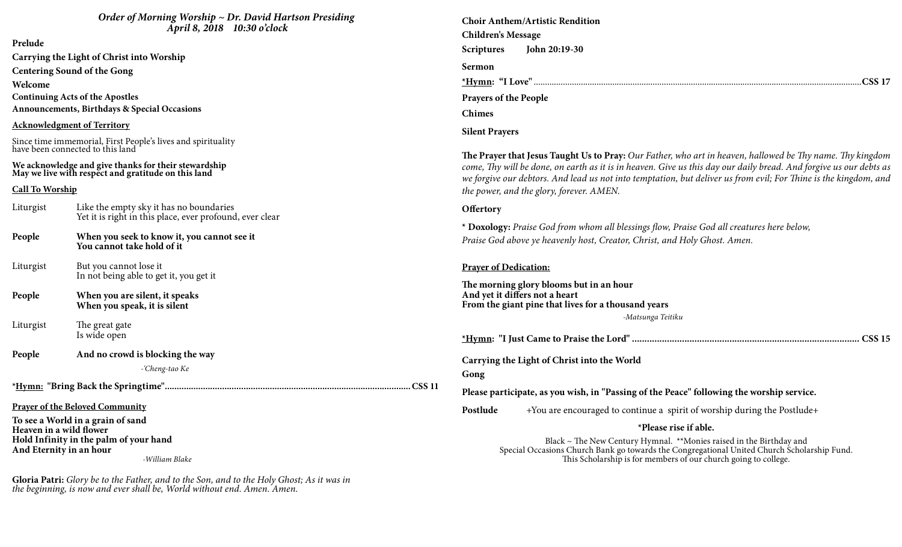*Order of Morning Worship ~ Dr. David Hartson Presiding*
*April 8, 2018 10:30 o'clock*

**Prelude**

**Carrying the Light of Christ into Worship**

**Centering Sound of the Gong**

**Welcome**

**Continuing Acts of the Apostles**

**Announcements, Birthdays & Special Occasions**

**Acknowledgment of Territory**

Since time immemorial, First People's lives and spirituality have been connected to this land

**We acknowledge and give thanks for their stewardship**
**May we live with respect and gratitude on this land**

**Call To Worship**

| | |
|---|---|
| Liturgist | Like the empty sky it has no boundaries<br>Yet it is right in this place, ever profound, ever clear |
| **People** | **When you seek to know it, you cannot see it**<br>**You cannot take hold of it** |
| Liturgist | But you cannot lose it<br>In not being able to get it, you get it |
| **People** | **When you are silent, it speaks**<br>**When you speak, it is silent** |
| Liturgist | The great gate<br>Is wide open |
| **People** | **And no crowd is blocking the way** |

*-'Cheng-tao Ke*

***Hymn: "Bring Back the Springtime"** ........ **CSS 11**

**Prayer of the Beloved Community**

**To see a World in a grain of sand**
**Heaven in a wild flower**
**Hold Infinity in the palm of your hand**
**And Eternity in an hour**

*-William Blake*

**Gloria Patri:** *Glory be to the Father, and to the Son, and to the Holy Ghost; As it was in the beginning, is now and ever shall be, World without end. Amen. Amen.*

**Choir Anthem/Artistic Rendition**

**Children's Message**

**Scriptures** **John 20:19-30**

**Sermon**

***Hymn: "I Love"** ........ **CSS 17**

**Prayers of the People**

**Chimes**

**Silent Prayers**

**The Prayer that Jesus Taught Us to Pray:** *Our Father, who art in heaven, hallowed be Thy name. Thy kingdom come, Thy will be done, on earth as it is in heaven. Give us this day our daily bread. And forgive us our debts as we forgive our debtors. And lead us not into temptation, but deliver us from evil; For Thine is the kingdom, and the power, and the glory, forever. AMEN.*

**Offertory**

* **Doxology:** *Praise God from whom all blessings flow, Praise God all creatures here below, Praise God above ye heavenly host, Creator, Christ, and Holy Ghost. Amen.*

**Prayer of Dedication:**

**The morning glory blooms but in an hour**
**And yet it differs not a heart**
**From the giant pine that lives for a thousand years**

*-Matsunga Teitiku*

***Hymn: "I Just Came to Praise the Lord"** ........ **CSS 15**

**Carrying the Light of Christ into the World**

**Gong**

**Please participate, as you wish, in "Passing of the Peace" following the worship service.**

**Postlude** +You are encouraged to continue a spirit of worship during the Postlude+

***Please rise if able.**

Black ~ The New Century Hymnal. **Monies raised in the Birthday and Special Occasions Church Bank go towards the Congregational United Church Scholarship Fund. This Scholarship is for members of our church going to college.